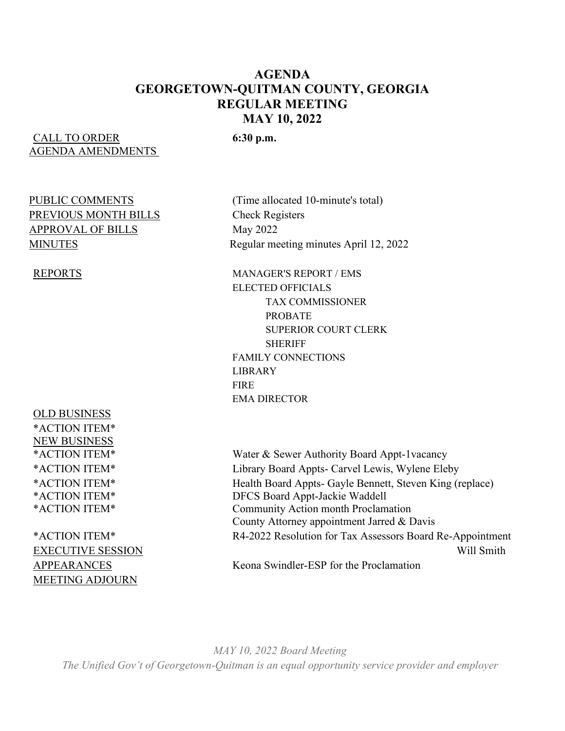# AGENDA
# GEORGETOWN-QUITMAN COUNTY, GEORGIA
## REGULAR MEETING
## MAY 10, 2022

CALL TO ORDER **6:30 p.m.**

AGENDA AMENDMENTS

PUBLIC COMMENTS (Time allocated 10-minute's total)

PREVIOUS MONTH BILLS Check Registers

APPROVAL OF BILLS May 2022

MINUTES Regular meeting minutes April 12, 2022

REPORTS
- MANAGER'S REPORT / EMS
- ELECTED OFFICIALS
  - TAX COMMISSIONER
  - PROBATE
  - SUPERIOR COURT CLERK
  - SHERIFF
- FAMILY CONNECTIONS
- LIBRARY
- FIRE
- EMA DIRECTOR

OLD BUSINESS

*ACTION ITEM*

NEW BUSINESS

*ACTION ITEM* Water & Sewer Authority Board Appt-1vacancy

*ACTION ITEM* Library Board Appts- Carvel Lewis, Wylene Eleby

*ACTION ITEM* Health Board Appts- Gayle Bennett, Steven King (replace)

*ACTION ITEM* DFCS Board Appt-Jackie Waddell

*ACTION ITEM* Community Action month Proclamation

County Attorney appointment Jarred & Davis

*ACTION ITEM* R4-2022 Resolution for Tax Assessors Board Re-Appointment Will Smith

EXECUTIVE SESSION

APPEARANCES Keona Swindler-ESP for the Proclamation

MEETING ADJOURN

*MAY 10, 2022 Board Meeting*

*The Unified Gov't of Georgetown-Quitman is an equal opportunity service provider and employer*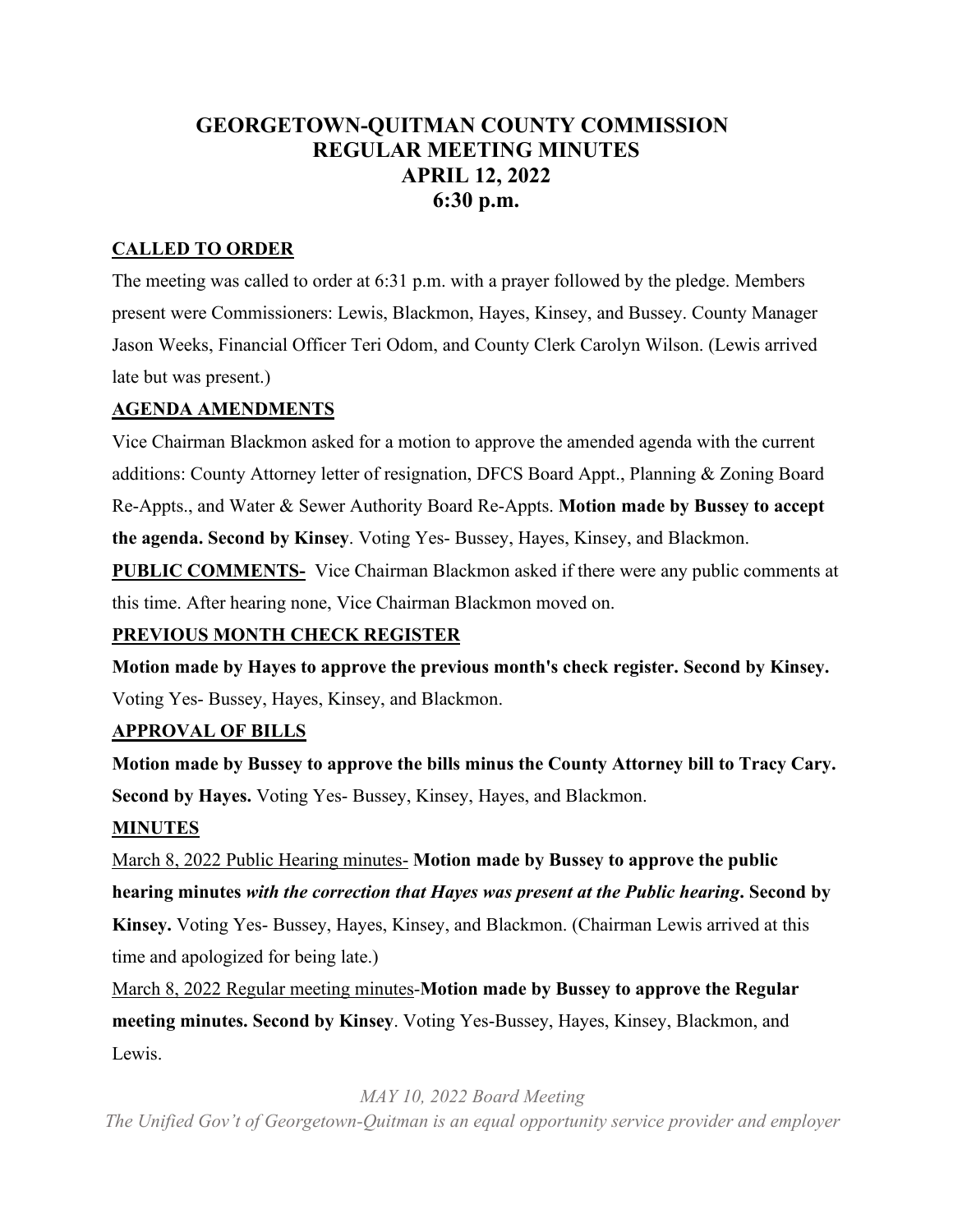# GEORGETOWN-QUITMAN COUNTY COMMISSION
# REGULAR MEETING MINUTES
# APRIL 12, 2022
# 6:30 p.m.

## CALLED TO ORDER

The meeting was called to order at 6:31 p.m. with a prayer followed by the pledge. Members present were Commissioners: Lewis, Blackmon, Hayes, Kinsey, and Bussey. County Manager Jason Weeks, Financial Officer Teri Odom, and County Clerk Carolyn Wilson. (Lewis arrived late but was present.)

## AGENDA AMENDMENTS

Vice Chairman Blackmon asked for a motion to approve the amended agenda with the current additions: County Attorney letter of resignation, DFCS Board Appt., Planning & Zoning Board Re-Appts., and Water & Sewer Authority Board Re-Appts. **Motion made by Bussey to accept the agenda. Second by Kinsey**. Voting Yes- Bussey, Hayes, Kinsey, and Blackmon.

**PUBLIC COMMENTS-** Vice Chairman Blackmon asked if there were any public comments at this time. After hearing none, Vice Chairman Blackmon moved on.

## PREVIOUS MONTH CHECK REGISTER

**Motion made by Hayes to approve the previous month's check register. Second by Kinsey.** Voting Yes- Bussey, Hayes, Kinsey, and Blackmon.

## APPROVAL OF BILLS

**Motion made by Bussey to approve the bills minus the County Attorney bill to Tracy Cary. Second by Hayes.** Voting Yes- Bussey, Kinsey, Hayes, and Blackmon.

## MINUTES

March 8, 2022 Public Hearing minutes- **Motion made by Bussey to approve the public hearing minutes *with the correction that Hayes was present at the Public hearing*. Second by Kinsey.** Voting Yes- Bussey, Hayes, Kinsey, and Blackmon. (Chairman Lewis arrived at this time and apologized for being late.)

March 8, 2022 Regular meeting minutes-**Motion made by Bussey to approve the Regular meeting minutes. Second by Kinsey**. Voting Yes-Bussey, Hayes, Kinsey, Blackmon, and Lewis.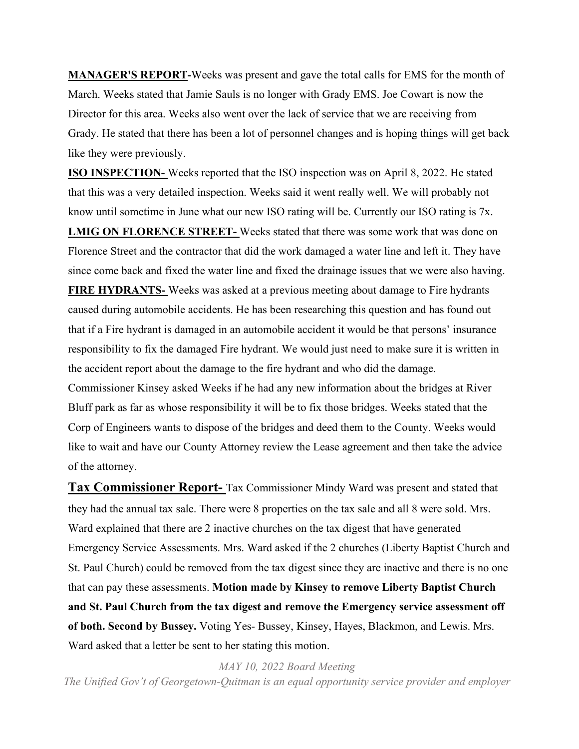**MANAGER'S REPORT-**Weeks was present and gave the total calls for EMS for the month of March. Weeks stated that Jamie Sauls is no longer with Grady EMS. Joe Cowart is now the Director for this area. Weeks also went over the lack of service that we are receiving from Grady. He stated that there has been a lot of personnel changes and is hoping things will get back like they were previously.

**ISO INSPECTION-** Weeks reported that the ISO inspection was on April 8, 2022. He stated that this was a very detailed inspection. Weeks said it went really well. We will probably not know until sometime in June what our new ISO rating will be. Currently our ISO rating is 7x.

**LMIG ON FLORENCE STREET-** Weeks stated that there was some work that was done on Florence Street and the contractor that did the work damaged a water line and left it. They have since come back and fixed the water line and fixed the drainage issues that we were also having.

**FIRE HYDRANTS-** Weeks was asked at a previous meeting about damage to Fire hydrants caused during automobile accidents. He has been researching this question and has found out that if a Fire hydrant is damaged in an automobile accident it would be that persons' insurance responsibility to fix the damaged Fire hydrant. We would just need to make sure it is written in the accident report about the damage to the fire hydrant and who did the damage.

Commissioner Kinsey asked Weeks if he had any new information about the bridges at River Bluff park as far as whose responsibility it will be to fix those bridges. Weeks stated that the Corp of Engineers wants to dispose of the bridges and deed them to the County. Weeks would like to wait and have our County Attorney review the Lease agreement and then take the advice of the attorney.

**Tax Commissioner Report-** Tax Commissioner Mindy Ward was present and stated that they had the annual tax sale. There were 8 properties on the tax sale and all 8 were sold. Mrs. Ward explained that there are 2 inactive churches on the tax digest that have generated Emergency Service Assessments. Mrs. Ward asked if the 2 churches (Liberty Baptist Church and St. Paul Church) could be removed from the tax digest since they are inactive and there is no one that can pay these assessments. **Motion made by Kinsey to remove Liberty Baptist Church and St. Paul Church from the tax digest and remove the Emergency service assessment off of both. Second by Bussey.** Voting Yes- Bussey, Kinsey, Hayes, Blackmon, and Lewis. Mrs. Ward asked that a letter be sent to her stating this motion.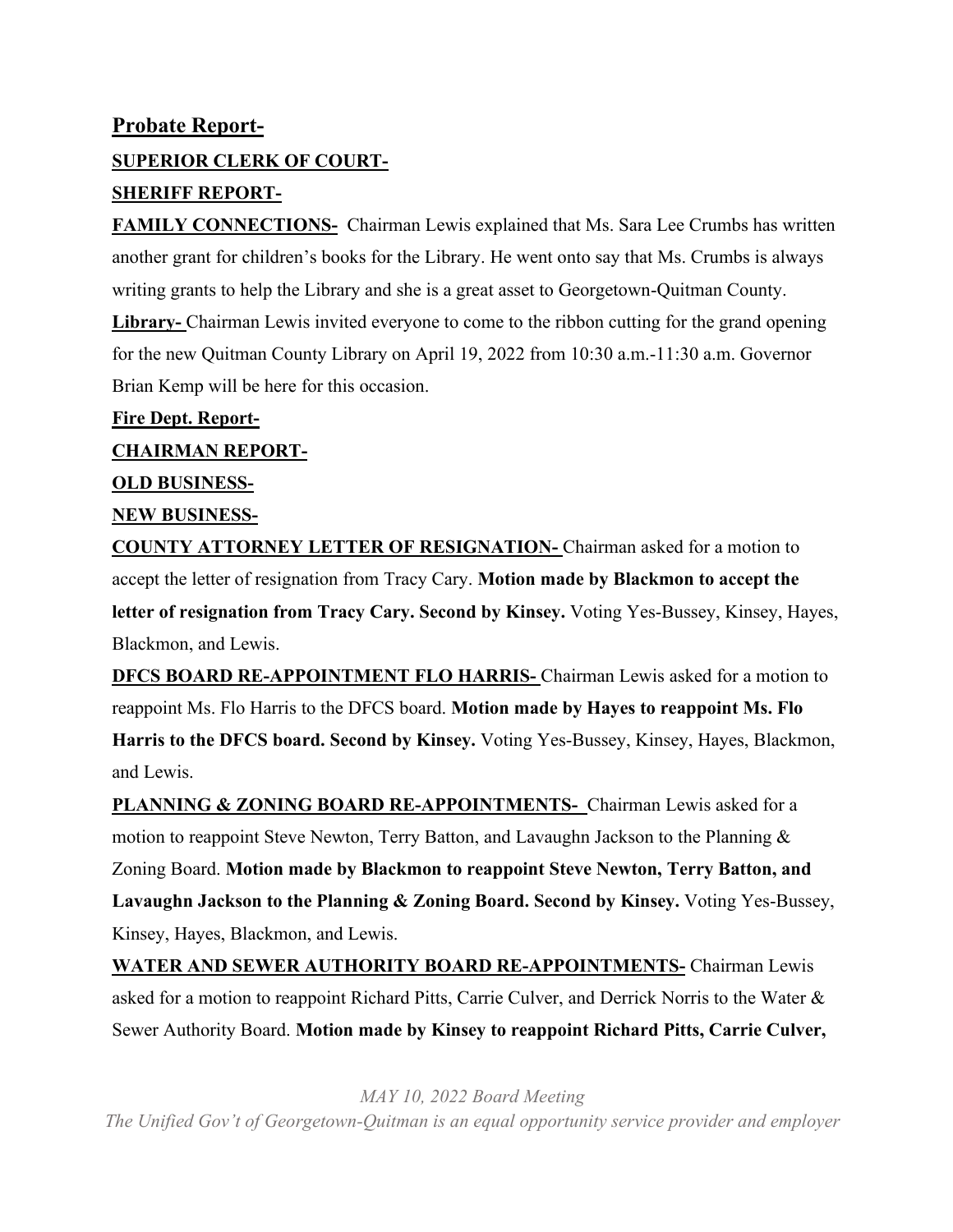## Probate Report-

**SUPERIOR CLERK OF COURT-**

**SHERIFF REPORT-**

**FAMILY CONNECTIONS-** Chairman Lewis explained that Ms. Sara Lee Crumbs has written another grant for children's books for the Library. He went onto say that Ms. Crumbs is always writing grants to help the Library and she is a great asset to Georgetown-Quitman County.

**Library-** Chairman Lewis invited everyone to come to the ribbon cutting for the grand opening for the new Quitman County Library on April 19, 2022 from 10:30 a.m.-11:30 a.m. Governor Brian Kemp will be here for this occasion.

**Fire Dept. Report-**

**CHAIRMAN REPORT-**

**OLD BUSINESS-**

**NEW BUSINESS-**

**COUNTY ATTORNEY LETTER OF RESIGNATION-** Chairman asked for a motion to accept the letter of resignation from Tracy Cary. **Motion made by Blackmon to accept the letter of resignation from Tracy Cary. Second by Kinsey.** Voting Yes-Bussey, Kinsey, Hayes, Blackmon, and Lewis.

**DFCS BOARD RE-APPOINTMENT FLO HARRIS-** Chairman Lewis asked for a motion to reappoint Ms. Flo Harris to the DFCS board. **Motion made by Hayes to reappoint Ms. Flo Harris to the DFCS board. Second by Kinsey.** Voting Yes-Bussey, Kinsey, Hayes, Blackmon, and Lewis.

**PLANNING & ZONING BOARD RE-APPOINTMENTS-** Chairman Lewis asked for a motion to reappoint Steve Newton, Terry Batton, and Lavaughn Jackson to the Planning & Zoning Board. **Motion made by Blackmon to reappoint Steve Newton, Terry Batton, and Lavaughn Jackson to the Planning & Zoning Board. Second by Kinsey.** Voting Yes-Bussey, Kinsey, Hayes, Blackmon, and Lewis.

**WATER AND SEWER AUTHORITY BOARD RE-APPOINTMENTS-** Chairman Lewis asked for a motion to reappoint Richard Pitts, Carrie Culver, and Derrick Norris to the Water & Sewer Authority Board. **Motion made by Kinsey to reappoint Richard Pitts, Carrie Culver,**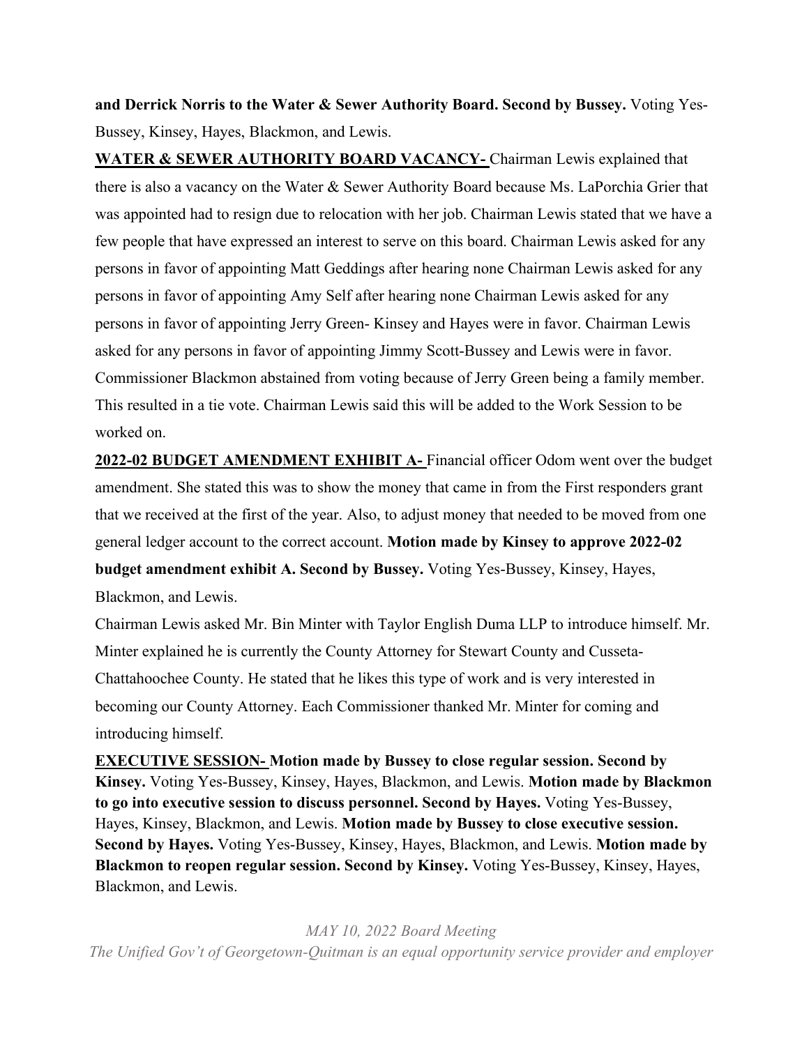**and Derrick Norris to the Water & Sewer Authority Board. Second by Bussey.** Voting Yes-Bussey, Kinsey, Hayes, Blackmon, and Lewis.

**<u>WATER & SEWER AUTHORITY BOARD VACANCY-</u>** Chairman Lewis explained that there is also a vacancy on the Water & Sewer Authority Board because Ms. LaPorchia Grier that was appointed had to resign due to relocation with her job. Chairman Lewis stated that we have a few people that have expressed an interest to serve on this board. Chairman Lewis asked for any persons in favor of appointing Matt Geddings after hearing none Chairman Lewis asked for any persons in favor of appointing Amy Self after hearing none Chairman Lewis asked for any persons in favor of appointing Jerry Green- Kinsey and Hayes were in favor. Chairman Lewis asked for any persons in favor of appointing Jimmy Scott-Bussey and Lewis were in favor. Commissioner Blackmon abstained from voting because of Jerry Green being a family member. This resulted in a tie vote. Chairman Lewis said this will be added to the Work Session to be worked on.

**<u>2022-02 BUDGET AMENDMENT EXHIBIT A-</u>** Financial officer Odom went over the budget amendment. She stated this was to show the money that came in from the First responders grant that we received at the first of the year. Also, to adjust money that needed to be moved from one general ledger account to the correct account. **Motion made by Kinsey to approve 2022-02 budget amendment exhibit A. Second by Bussey.** Voting Yes-Bussey, Kinsey, Hayes, Blackmon, and Lewis.

Chairman Lewis asked Mr. Bin Minter with Taylor English Duma LLP to introduce himself. Mr. Minter explained he is currently the County Attorney for Stewart County and Cusseta-Chattahoochee County. He stated that he likes this type of work and is very interested in becoming our County Attorney. Each Commissioner thanked Mr. Minter for coming and introducing himself.

**<u>EXECUTIVE SESSION-</u> Motion made by Bussey to close regular session. Second by Kinsey.** Voting Yes-Bussey, Kinsey, Hayes, Blackmon, and Lewis. **Motion made by Blackmon to go into executive session to discuss personnel. Second by Hayes.** Voting Yes-Bussey, Hayes, Kinsey, Blackmon, and Lewis. **Motion made by Bussey to close executive session. Second by Hayes.** Voting Yes-Bussey, Kinsey, Hayes, Blackmon, and Lewis. **Motion made by Blackmon to reopen regular session. Second by Kinsey.** Voting Yes-Bussey, Kinsey, Hayes, Blackmon, and Lewis.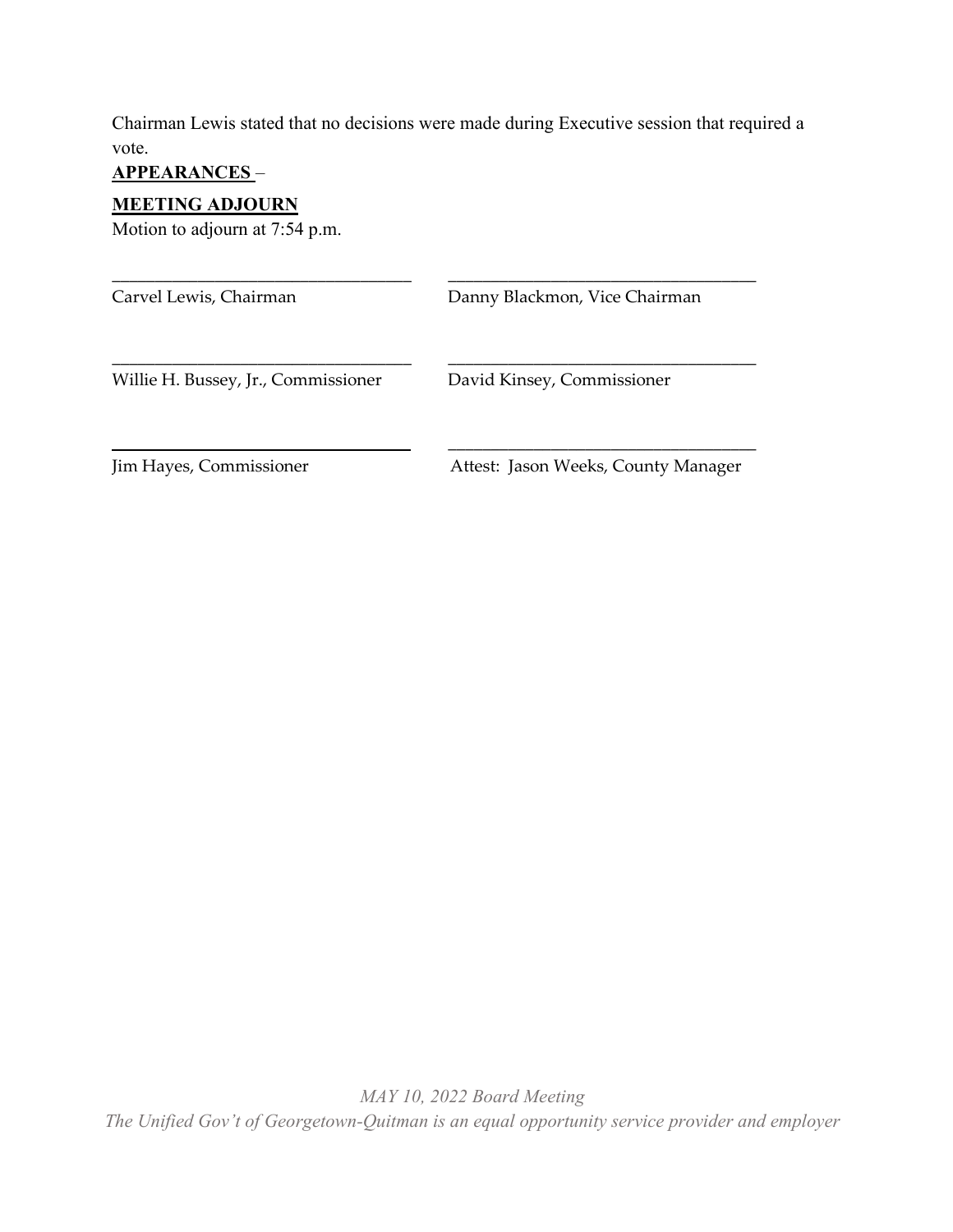Chairman Lewis stated that no decisions were made during Executive session that required a vote.

**APPEARANCES** –

**MEETING ADJOURN**

Motion to adjourn at 7:54 p.m.

| | |
|---|---|
| ___________________________________ | ___________________________________ |
| Carvel Lewis, Chairman | Danny Blackmon, Vice Chairman |
| ___________________________________ | ___________________________________ |
| Willie H. Bussey, Jr., Commissioner | David Kinsey, Commissioner |
| ___________________________________ | ___________________________________ |
| Jim Hayes, Commissioner | Attest: Jason Weeks, County Manager |

*MAY 10, 2022 Board Meeting*

*The Unified Gov't of Georgetown-Quitman is an equal opportunity service provider and employer*